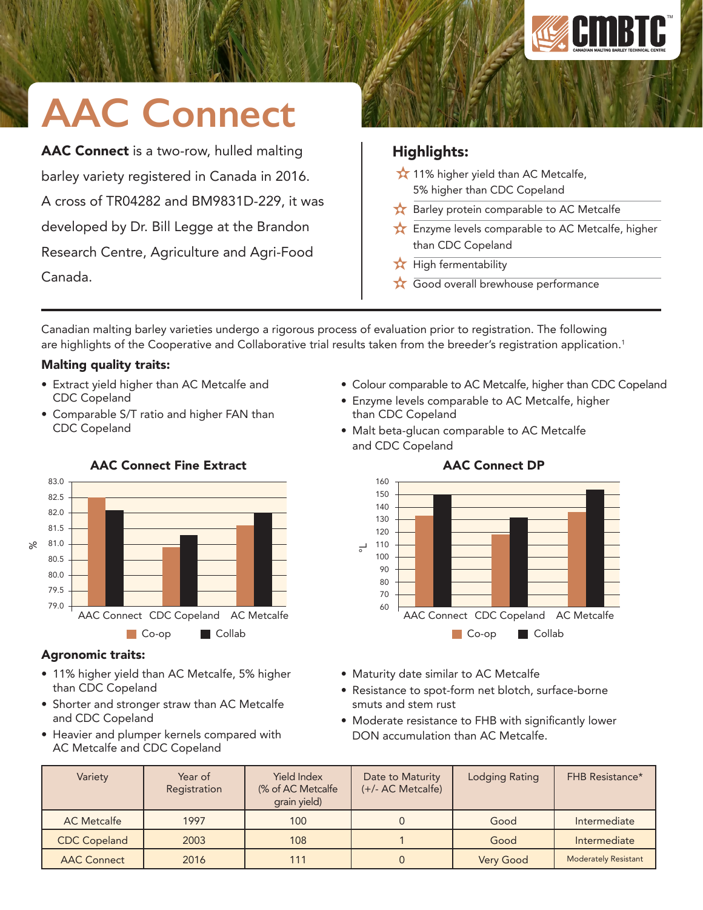# AAC Connect

**AAC Connect** is a two-row, hulled malting barley variety registered in Canada in 2016. A cross of TR04282 and BM9831D-229, it was developed by Dr. Bill Legge at the Brandon Research Centre, Agriculture and Agri-Food Canada.

## Highlights:

- 11% higher yield than AC Metcalfe, 5% higher than CDC Copeland
- Barley protein comparable to AC Metcalfe
- Enzyme levels comparable to AC Metcalfe, higher than CDC Copeland
- High fermentability
- Good overall brewhouse performance

Canadian malting barley varieties undergo a rigorous process of evaluation prior to registration. The following are highlights of the Cooperative and Collaborative trial results taken from the breeder's registration application.[1]

### Malting quality traits:

- Extract yield higher than AC Metcalfe and CDC Copeland
- Comparable S/T ratio and higher FAN than CDC Copeland
- Colour comparable to AC Metcalfe, higher than CDC Copeland
- Enzyme levels comparable to AC Metcalfe, higher than CDC Copeland
- Malt beta-glucan comparable to AC Metcalfe and CDC Copeland

**AAC Connect Fine Extract**

| Variety | Co-op (%) | Collab (%) |
|---|---|---|
| AAC Connect | 82.5 | 82.1 |
| CDC Copeland | 80.9 | 81.3 |
| AC Metcalfe | 81.6 | 82.0 |

**AAC Connect DP**

| Variety | Co-op (°L) | Collab (°L) |
|---|---|---|
| AAC Connect | 133 | 150 |
| CDC Copeland | 118 | 131 |
| AC Metcalfe | 136 | 153 |

### Agronomic traits:

- 11% higher yield than AC Metcalfe, 5% higher than CDC Copeland
- Shorter and stronger straw than AC Metcalfe and CDC Copeland
- Heavier and plumper kernels compared with AC Metcalfe and CDC Copeland
- Maturity date similar to AC Metcalfe
- Resistance to spot-form net blotch, surface-borne smuts and stem rust
- Moderate resistance to FHB with significantly lower DON accumulation than AC Metcalfe.

| Variety | Year of Registration | Yield Index (% of AC Metcalfe grain yield) | Date to Maturity (+/- AC Metcalfe) | Lodging Rating | FHB Resistance* |
|---|---|---|---|---|---|
| AC Metcalfe | 1997 | 100 | 0 | Good | Intermediate |
| CDC Copeland | 2003 | 108 | 1 | Good | Intermediate |
| AAC Connect | 2016 | 111 | 0 | Very Good | Moderately Resistant |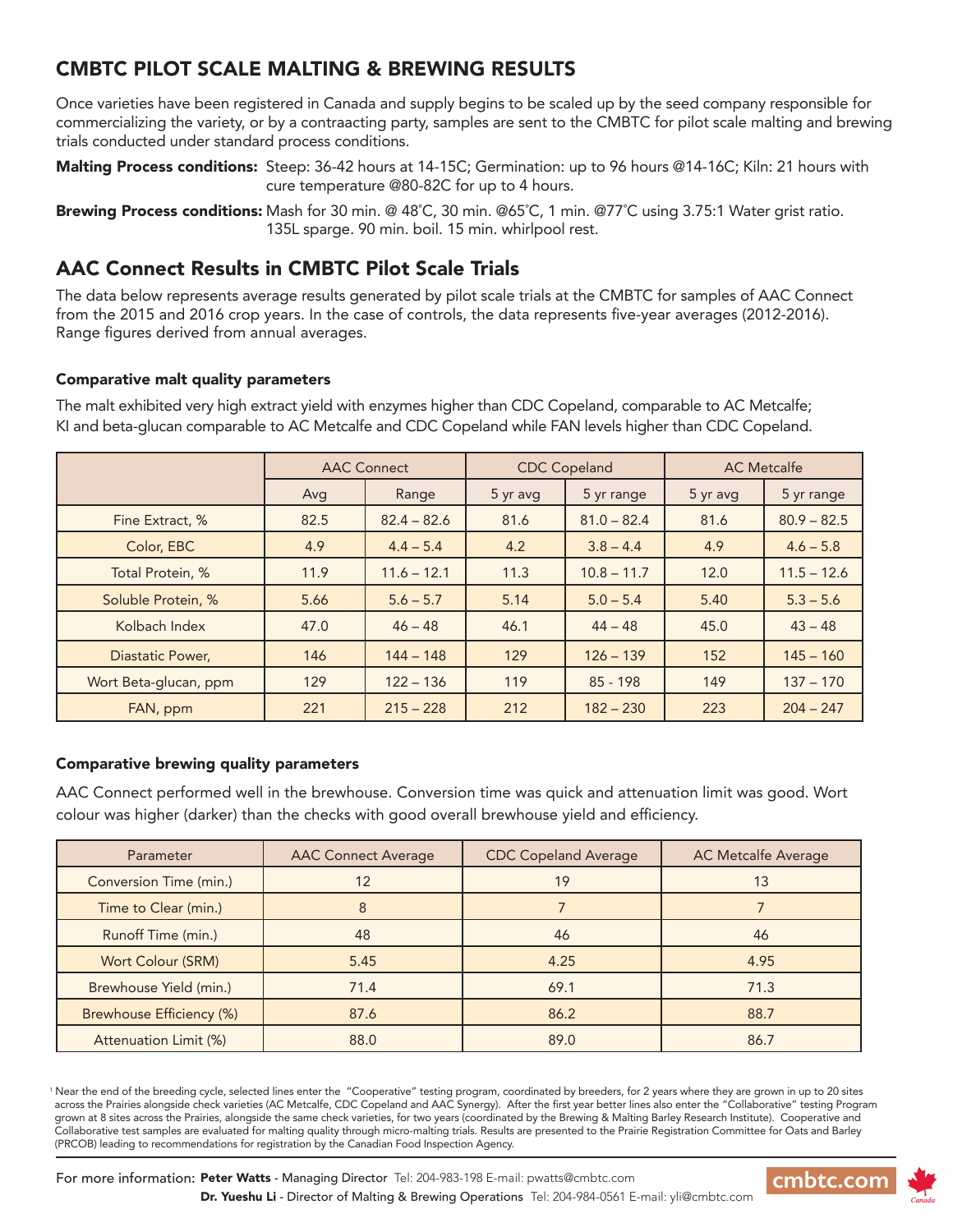## CMBTC PILOT SCALE MALTING & BREWING RESULTS

Once varieties have been registered in Canada and supply begins to be scaled up by the seed company responsible for commercializing the variety, or by a contraacting party, samples are sent to the CMBTC for pilot scale malting and brewing trials conducted under standard process conditions.

**Malting Process conditions:** Steep: 36-42 hours at 14-15C; Germination: up to 96 hours @14-16C; Kiln: 21 hours with cure temperature @80-82C for up to 4 hours.

**Brewing Process conditions:** Mash for 30 min. @ 48˚C, 30 min. @65˚C, 1 min. @77˚C using 3.75:1 Water grist ratio. 135L sparge. 90 min. boil. 15 min. whirlpool rest.

## AAC Connect Results in CMBTC Pilot Scale Trials

The data below represents average results generated by pilot scale trials at the CMBTC for samples of AAC Connect from the 2015 and 2016 crop years. In the case of controls, the data represents five-year averages (2012-2016). Range figures derived from annual averages.

### Comparative malt quality parameters

The malt exhibited very high extract yield with enzymes higher than CDC Copeland, comparable to AC Metcalfe; KI and beta-glucan comparable to AC Metcalfe and CDC Copeland while FAN levels higher than CDC Copeland.

| | AAC Connect | | CDC Copeland | | AC Metcalfe | |
|---|---|---|---|---|---|---|
| | Avg | Range | 5 yr avg | 5 yr range | 5 yr avg | 5 yr range |
| Fine Extract, % | 82.5 | 82.4 – 82.6 | 81.6 | 81.0 – 82.4 | 81.6 | 80.9 – 82.5 |
| Color, EBC | 4.9 | 4.4 – 5.4 | 4.2 | 3.8 – 4.4 | 4.9 | 4.6 – 5.8 |
| Total Protein, % | 11.9 | 11.6 – 12.1 | 11.3 | 10.8 – 11.7 | 12.0 | 11.5 – 12.6 |
| Soluble Protein, % | 5.66 | 5.6 – 5.7 | 5.14 | 5.0 – 5.4 | 5.40 | 5.3 – 5.6 |
| Kolbach Index | 47.0 | 46 – 48 | 46.1 | 44 – 48 | 45.0 | 43 – 48 |
| Diastatic Power, | 146 | 144 – 148 | 129 | 126 – 139 | 152 | 145 – 160 |
| Wort Beta-glucan, ppm | 129 | 122 – 136 | 119 | 85 - 198 | 149 | 137 – 170 |
| FAN, ppm | 221 | 215 – 228 | 212 | 182 – 230 | 223 | 204 – 247 |

### Comparative brewing quality parameters

AAC Connect performed well in the brewhouse. Conversion time was quick and attenuation limit was good. Wort colour was higher (darker) than the checks with good overall brewhouse yield and efficiency.

| Parameter | AAC Connect Average | CDC Copeland Average | AC Metcalfe Average |
|---|---|---|---|
| Conversion Time (min.) | 12 | 19 | 13 |
| Time to Clear (min.) | 8 | 7 | 7 |
| Runoff Time (min.) | 48 | 46 | 46 |
| Wort Colour (SRM) | 5.45 | 4.25 | 4.95 |
| Brewhouse Yield (min.) | 71.4 | 69.1 | 71.3 |
| Brewhouse Efficiency (%) | 87.6 | 86.2 | 88.7 |
| Attenuation Limit (%) | 88.0 | 89.0 | 86.7 |

[1] Near the end of the breeding cycle, selected lines enter the "Cooperative" testing program, coordinated by breeders, for 2 years where they are grown in up to 20 sites across the Prairies alongside check varieties (AC Metcalfe, CDC Copeland and AAC Synergy). After the first year better lines also enter the "Collaborative" testing Program grown at 8 sites across the Prairies, alongside the same check varieties, for two years (coordinated by the Brewing & Malting Barley Research Institute). Cooperative and Collaborative test samples are evaluated for malting quality through micro-malting trials. Results are presented to the Prairie Registration Committee for Oats and Barley (PRCOB) leading to recommendations for registration by the Canadian Food Inspection Agency.

For more information: **Peter Watts** - Managing Director Tel: 204-983-198 E-mail: pwatts@cmbtc.com
**Dr. Yueshu Li** - Director of Malting & Brewing Operations Tel: 204-984-0561 E-mail: yli@cmbtc.com

cmbtc.com

Canada